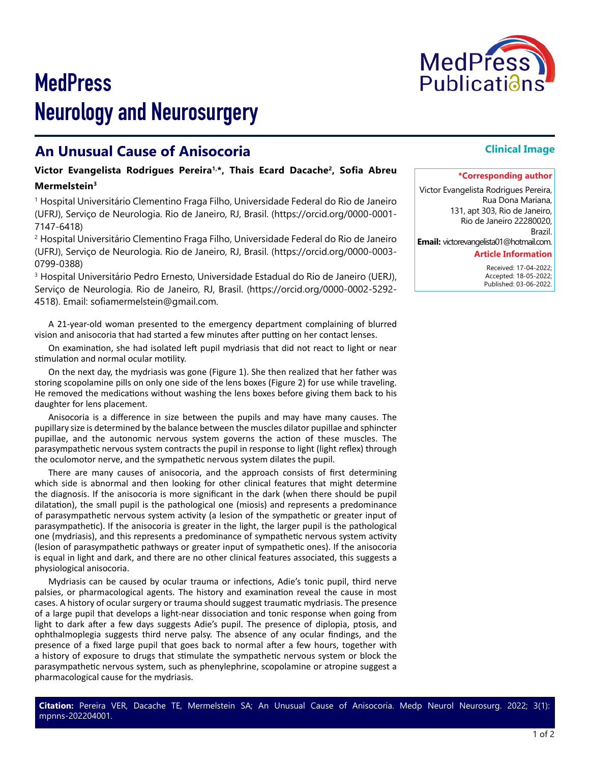# MedPress Neurology and Neurosurgery

## An Unusual Cause of Anisocoria

Clinical Image

**Victor Evangelista Rodrigues Pereira[1,*], Thais Ecard Dacache[2], Sofia Abreu Mermelstein[3]**

[1] Hospital Universitário Clementino Fraga Filho, Universidade Federal do Rio de Janeiro (UFRJ), Serviço de Neurologia. Rio de Janeiro, RJ, Brasil. (https://orcid.org/0000-0001-7147-6418)

[2] Hospital Universitário Clementino Fraga Filho, Universidade Federal do Rio de Janeiro (UFRJ), Serviço de Neurologia. Rio de Janeiro, RJ, Brasil. (https://orcid.org/0000-0003-0799-0388)

[3] Hospital Universitário Pedro Ernesto, Universidade Estadual do Rio de Janeiro (UERJ), Serviço de Neurologia. Rio de Janeiro, RJ, Brasil. (https://orcid.org/0000-0002-5292-4518). Email: sofiamermelstein@gmail.com.

**\*Corresponding author**

Victor Evangelista Rodrigues Pereira, Rua Dona Mariana, 131, apt 303, Rio de Janeiro, Rio de Janeiro 22280020, Brazil.

**Email:** victorevangelista01@hotmail.com.

**Article Information**

Received: 17-04-2022;
Accepted: 18-05-2022;
Published: 03-06-2022.

A 21-year-old woman presented to the emergency department complaining of blurred vision and anisocoria that had started a few minutes after putting on her contact lenses.

On examination, she had isolated left pupil mydriasis that did not react to light or near stimulation and normal ocular motility.

On the next day, the mydriasis was gone (Figure 1). She then realized that her father was storing scopolamine pills on only one side of the lens boxes (Figure 2) for use while traveling. He removed the medications without washing the lens boxes before giving them back to his daughter for lens placement.

Anisocoria is a difference in size between the pupils and may have many causes. The pupillary size is determined by the balance between the muscles dilator pupillae and sphincter pupillae, and the autonomic nervous system governs the action of these muscles. The parasympathetic nervous system contracts the pupil in response to light (light reflex) through the oculomotor nerve, and the sympathetic nervous system dilates the pupil.

There are many causes of anisocoria, and the approach consists of first determining which side is abnormal and then looking for other clinical features that might determine the diagnosis. If the anisocoria is more significant in the dark (when there should be pupil dilatation), the small pupil is the pathological one (miosis) and represents a predominance of parasympathetic nervous system activity (a lesion of the sympathetic or greater input of parasympathetic). If the anisocoria is greater in the light, the larger pupil is the pathological one (mydriasis), and this represents a predominance of sympathetic nervous system activity (lesion of parasympathetic pathways or greater input of sympathetic ones). If the anisocoria is equal in light and dark, and there are no other clinical features associated, this suggests a physiological anisocoria.

Mydriasis can be caused by ocular trauma or infections, Adie's tonic pupil, third nerve palsies, or pharmacological agents. The history and examination reveal the cause in most cases. A history of ocular surgery or trauma should suggest traumatic mydriasis. The presence of a large pupil that develops a light-near dissociation and tonic response when going from light to dark after a few days suggests Adie's pupil. The presence of diplopia, ptosis, and ophthalmoplegia suggests third nerve palsy. The absence of any ocular findings, and the presence of a fixed large pupil that goes back to normal after a few hours, together with a history of exposure to drugs that stimulate the sympathetic nervous system or block the parasympathetic nervous system, such as phenylephrine, scopolamine or atropine suggest a pharmacological cause for the mydriasis.

**Citation:** Pereira VER, Dacache TE, Mermelstein SA; An Unusual Cause of Anisocoria. Medp Neurol Neurosurg. 2022; 3(1): mpnns-202204001.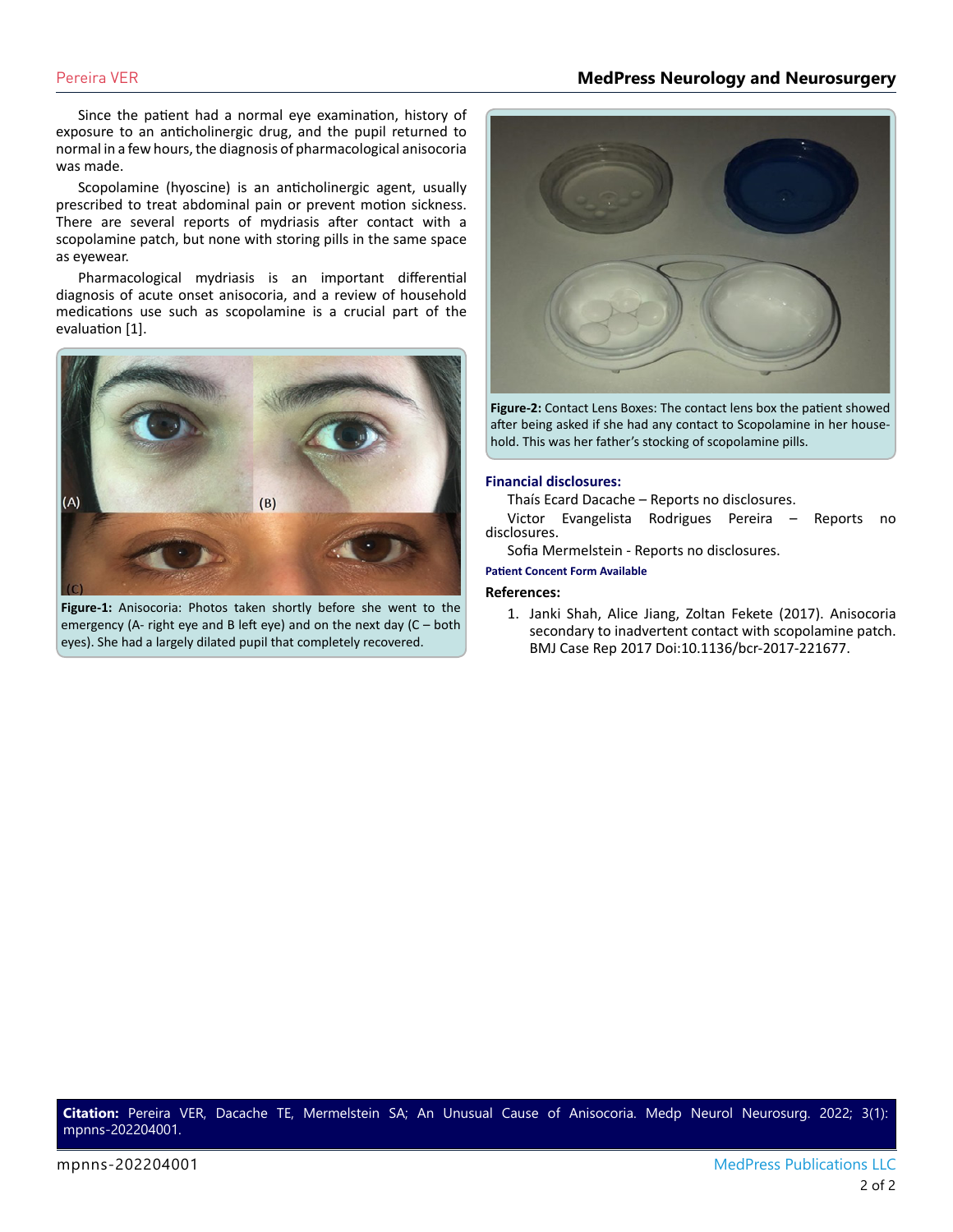Since the patient had a normal eye examination, history of exposure to an anticholinergic drug, and the pupil returned to normal in a few hours, the diagnosis of pharmacological anisocoria was made.

Scopolamine (hyoscine) is an anticholinergic agent, usually prescribed to treat abdominal pain or prevent motion sickness. There are several reports of mydriasis after contact with a scopolamine patch, but none with storing pills in the same space as eyewear.

Pharmacological mydriasis is an important differential diagnosis of acute onset anisocoria, and a review of household medications use such as scopolamine is a crucial part of the evaluation [1].

**Figure-1:** Anisocoria: Photos taken shortly before she went to the emergency (A- right eye and B left eye) and on the next day (C – both eyes). She had a largely dilated pupil that completely recovered.

**Figure-2:** Contact Lens Boxes: The contact lens box the patient showed after being asked if she had any contact to Scopolamine in her household. This was her father's stocking of scopolamine pills.

## Financial disclosures:

Thaís Ecard Dacache – Reports no disclosures.

Victor Evangelista Rodrigues Pereira – Reports no disclosures.

Sofia Mermelstein - Reports no disclosures.

**Patient Concent Form Available**

## References:

1. Janki Shah, Alice Jiang, Zoltan Fekete (2017). Anisocoria secondary to inadvertent contact with scopolamine patch. BMJ Case Rep 2017 Doi:10.1136/bcr-2017-221677.

**Citation:** Pereira VER, Dacache TE, Mermelstein SA; An Unusual Cause of Anisocoria. Medp Neurol Neurosurg. 2022; 3(1): mpnns-202204001.